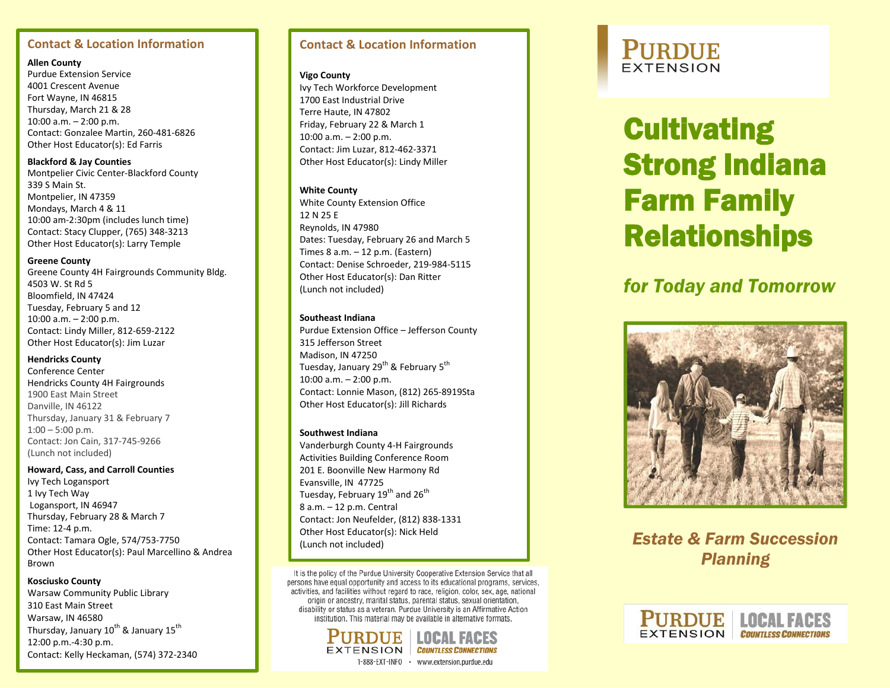## Contact & Location Information

**Allen County**
Purdue Extension Service
4001 Crescent Avenue
Fort Wayne, IN 46815
Thursday, March 21 & 28
10:00 a.m. – 2:00 p.m.
Contact: Gonzalee Martin, 260-481-6826
Other Host Educator(s): Ed Farris

**Blackford & Jay Counties**
Montpelier Civic Center-Blackford County
339 S Main St.
Montpelier, IN 47359
Mondays, March 4 & 11
10:00 am-2:30pm (includes lunch time)
Contact: Stacy Clupper, (765) 348-3213
Other Host Educator(s): Larry Temple

**Greene County**
Greene County 4H Fairgrounds Community Bldg.
4503 W. St Rd 5
Bloomfield, IN 47424
Tuesday, February 5 and 12
10:00 a.m. – 2:00 p.m.
Contact: Lindy Miller, 812-659-2122
Other Host Educator(s): Jim Luzar

**Hendricks County**
Conference Center
Hendricks County 4H Fairgrounds
1900 East Main Street
Danville, IN 46122
Thursday, January 31 & February 7
1:00 – 5:00 p.m.
Contact: Jon Cain, 317-745-9266
(Lunch not included)

**Howard, Cass, and Carroll Counties**
Ivy Tech Logansport
1 Ivy Tech Way
Logansport, IN 46947
Thursday, February 28 & March 7
Time: 12-4 p.m.
Contact: Tamara Ogle, 574/753-7750
Other Host Educator(s): Paul Marcellino & Andrea Brown

**Kosciusko County**
Warsaw Community Public Library
310 East Main Street
Warsaw, IN 46580
Thursday, January 10th & January 15th
12:00 p.m.-4:30 p.m.
Contact: Kelly Heckaman, (574) 372-2340

## Contact & Location Information

**Vigo County**
Ivy Tech Workforce Development
1700 East Industrial Drive
Terre Haute, IN 47802
Friday, February 22 & March 1
10:00 a.m. – 2:00 p.m.
Contact: Jim Luzar, 812-462-3371
Other Host Educator(s): Lindy Miller

**White County**
White County Extension Office
12 N 25 E
Reynolds, IN 47980
Dates: Tuesday, February 26 and March 5
Times 8 a.m. – 12 p.m. (Eastern)
Contact: Denise Schroeder, 219-984-5115
Other Host Educator(s): Dan Ritter
(Lunch not included)

**Southeast Indiana**
Purdue Extension Office – Jefferson County
315 Jefferson Street
Madison, IN 47250
Tuesday, January 29th & February 5th
10:00 a.m. – 2:00 p.m.
Contact: Lonnie Mason, (812) 265-8919Sta
Other Host Educator(s): Jill Richards

**Southwest Indiana**
Vanderburgh County 4-H Fairgrounds
Activities Building Conference Room
201 E. Boonville New Harmony Rd
Evansville, IN 47725
Tuesday, February 19th and 26th
8 a.m. – 12 p.m. Central
Contact: Jon Neufelder, (812) 838-1331
Other Host Educator(s): Nick Held
(Lunch not included)

It is the policy of the Purdue University Cooperative Extension Service that all persons have equal opportunity and access to its educational programs, services, activities, and facilities without regard to race, religion, color, sex, age, national origin or ancestry, marital status, parental status, sexual orientation, disability or status as a veteran. Purdue University is an Affirmative Action institution. This material may be available in alternative formats.

PURDUE EXTENSION | LOCAL FACES *COUNTLESS CONNECTIONS*
1-888-EXT-INFO • www.extension.purdue.edu

PURDUE EXTENSION

# Cultivating Strong Indiana Farm Family Relationships

*for Today and Tomorrow*

*Estate & Farm Succession Planning*

PURDUE EXTENSION | LOCAL FACES *COUNTLESS CONNECTIONS*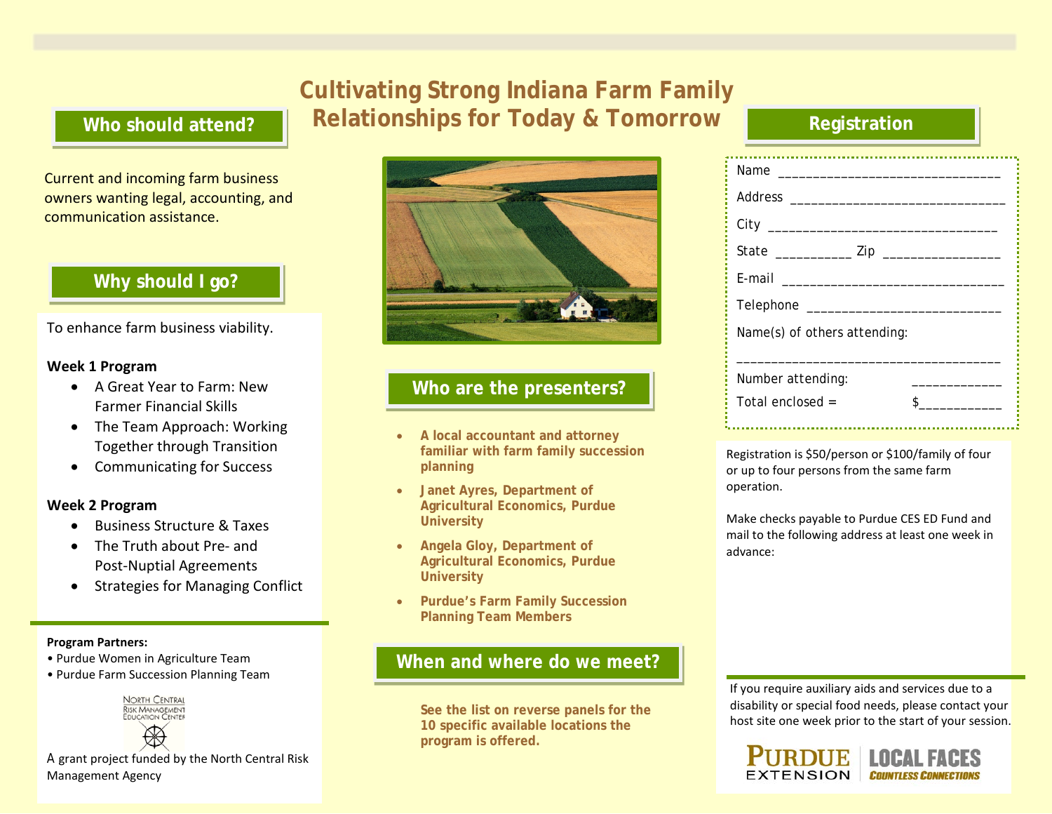# Cultivating Strong Indiana Farm Family Relationships for Today & Tomorrow

## Who should attend?

Current and incoming farm business owners wanting legal, accounting, and communication assistance.

## Why should I go?

To enhance farm business viability.

**Week 1 Program**

- A Great Year to Farm: New Farmer Financial Skills
- The Team Approach: Working Together through Transition
- Communicating for Success

**Week 2 Program**

- Business Structure & Taxes
- The Truth about Pre- and Post-Nuptial Agreements
- Strategies for Managing Conflict

**Program Partners:**

- Purdue Women in Agriculture Team
- Purdue Farm Succession Planning Team

North Central Risk Management Education Center

A grant project funded by the North Central Risk Management Agency

## Who are the presenters?

- **A local accountant and attorney familiar with farm family succession planning**
- **Janet Ayres, Department of Agricultural Economics, Purdue University**
- **Angela Gloy, Department of Agricultural Economics, Purdue University**
- **Purdue's Farm Family Succession Planning Team Members**

## When and where do we meet?

**See the list on reverse panels for the 10 specific available locations the program is offered.**

## Registration

Name ______________________________

Address ______________________________

City ______________________________

State __________ Zip ________________

E-mail ______________________________

Telephone ____________________________

Name(s) of others attending:

____________________________________

Number attending: ____________

Total enclosed = $___________

Registration is $50/person or $100/family of four or up to four persons from the same farm operation.

Make checks payable to Purdue CES ED Fund and mail to the following address at least one week in advance:

If you require auxiliary aids and services due to a disability or special food needs, please contact your host site one week prior to the start of your session.

PURDUE EXTENSION | LOCAL FACES COUNTLESS CONNECTIONS